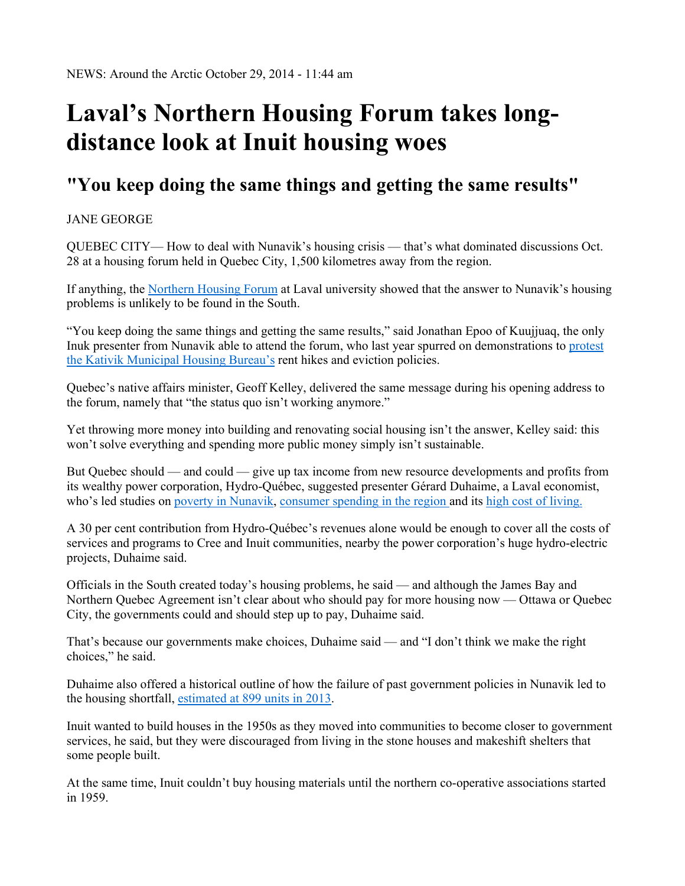NEWS: Around the Arctic October 29, 2014 - 11:44 am

# Laval's Northern Housing Forum takes long-distance look at Inuit housing woes

## "You keep doing the same things and getting the same results"

JANE GEORGE

QUEBEC CITY— How to deal with Nunavik's housing crisis — that's what dominated discussions Oct. 28 at a housing forum held in Quebec City, 1,500 kilometres away from the region.

If anything, the Northern Housing Forum at Laval university showed that the answer to Nunavik's housing problems is unlikely to be found in the South.

"You keep doing the same things and getting the same results," said Jonathan Epoo of Kuujjuaq, the only Inuk presenter from Nunavik able to attend the forum, who last year spurred on demonstrations to protest the Kativik Municipal Housing Bureau's rent hikes and eviction policies.

Quebec's native affairs minister, Geoff Kelley, delivered the same message during his opening address to the forum, namely that "the status quo isn't working anymore."

Yet throwing more money into building and renovating social housing isn't the answer, Kelley said: this won't solve everything and spending more public money simply isn't sustainable.

But Quebec should — and could — give up tax income from new resource developments and profits from its wealthy power corporation, Hydro-Québec, suggested presenter Gérard Duhaime, a Laval economist, who's led studies on poverty in Nunavik, consumer spending in the region and its high cost of living.

A 30 per cent contribution from Hydro-Québec's revenues alone would be enough to cover all the costs of services and programs to Cree and Inuit communities, nearby the power corporation's huge hydro-electric projects, Duhaime said.

Officials in the South created today's housing problems, he said — and although the James Bay and Northern Quebec Agreement isn't clear about who should pay for more housing now — Ottawa or Quebec City, the governments could and should step up to pay, Duhaime said.

That's because our governments make choices, Duhaime said — and "I don't think we make the right choices," he said.

Duhaime also offered a historical outline of how the failure of past government policies in Nunavik led to the housing shortfall, estimated at 899 units in 2013.

Inuit wanted to build houses in the 1950s as they moved into communities to become closer to government services, he said, but they were discouraged from living in the stone houses and makeshift shelters that some people built.

At the same time, Inuit couldn't buy housing materials until the northern co-operative associations started in 1959.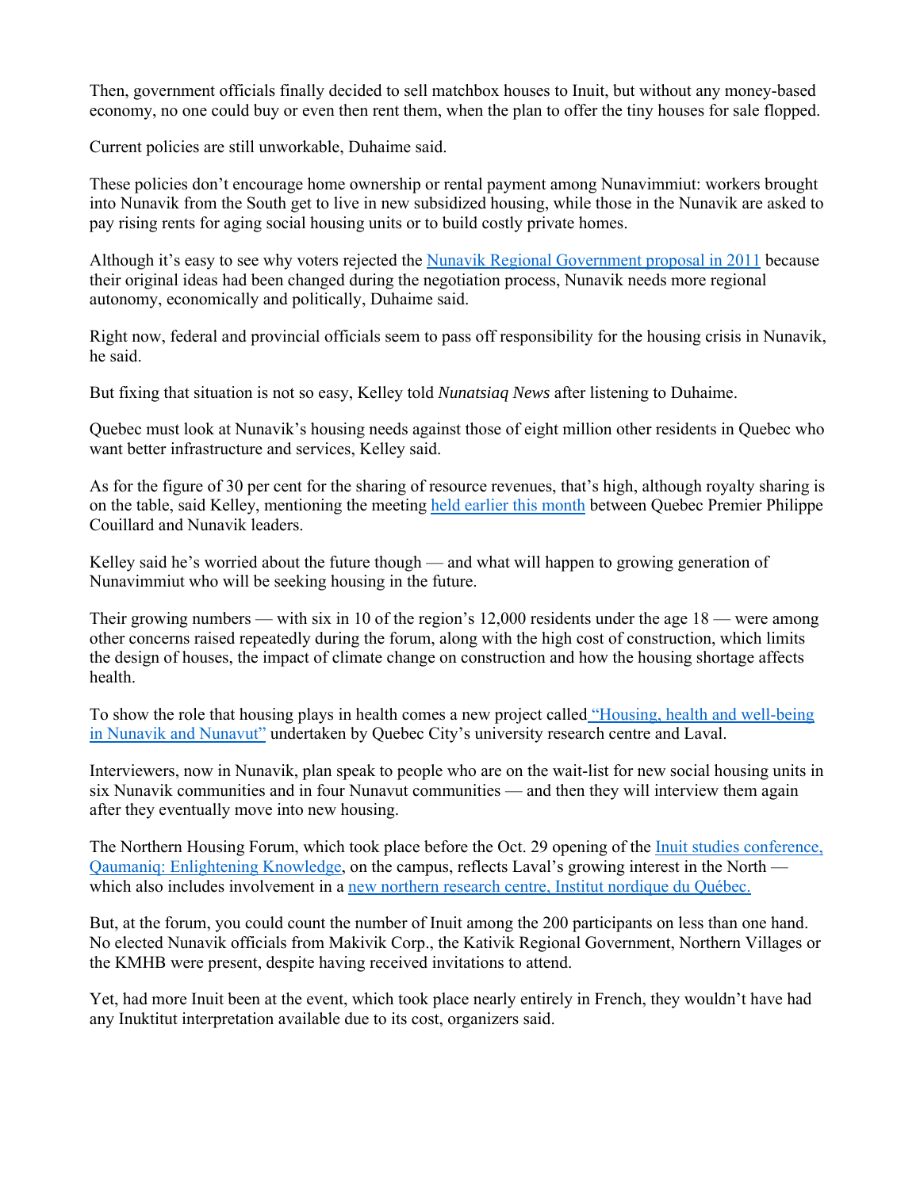Then, government officials finally decided to sell matchbox houses to Inuit, but without any money-based economy, no one could buy or even then rent them, when the plan to offer the tiny houses for sale flopped.

Current policies are still unworkable, Duhaime said.

These policies don't encourage home ownership or rental payment among Nunavimmiut: workers brought into Nunavik from the South get to live in new subsidized housing, while those in the Nunavik are asked to pay rising rents for aging social housing units or to build costly private homes.

Although it's easy to see why voters rejected the [Nunavik Regional Government proposal in 2011](#) because their original ideas had been changed during the negotiation process, Nunavik needs more regional autonomy, economically and politically, Duhaime said.

Right now, federal and provincial officials seem to pass off responsibility for the housing crisis in Nunavik, he said.

But fixing that situation is not so easy, Kelley told *Nunatsiaq News* after listening to Duhaime.

Quebec must look at Nunavik's housing needs against those of eight million other residents in Quebec who want better infrastructure and services, Kelley said.

As for the figure of 30 per cent for the sharing of resource revenues, that's high, although royalty sharing is on the table, said Kelley, mentioning the meeting [held earlier this month](#) between Quebec Premier Philippe Couillard and Nunavik leaders.

Kelley said he's worried about the future though — and what will happen to growing generation of Nunavimmiut who will be seeking housing in the future.

Their growing numbers — with six in 10 of the region's 12,000 residents under the age 18 — were among other concerns raised repeatedly during the forum, along with the high cost of construction, which limits the design of houses, the impact of climate change on construction and how the housing shortage affects health.

To show the role that housing plays in health comes a new project called ["Housing, health and well-being in Nunavik and Nunavut"](#) undertaken by Quebec City's university research centre and Laval.

Interviewers, now in Nunavik, plan speak to people who are on the wait-list for new social housing units in six Nunavik communities and in four Nunavut communities — and then they will interview them again after they eventually move into new housing.

The Northern Housing Forum, which took place before the Oct. 29 opening of the [Inuit studies conference, Qaumaniq: Enlightening Knowledge](#), on the campus, reflects Laval's growing interest in the North — which also includes involvement in a [new northern research centre, Institut nordique du Québec.](#)

But, at the forum, you could count the number of Inuit among the 200 participants on less than one hand. No elected Nunavik officials from Makivik Corp., the Kativik Regional Government, Northern Villages or the KMHB were present, despite having received invitations to attend.

Yet, had more Inuit been at the event, which took place nearly entirely in French, they wouldn't have had any Inuktitut interpretation available due to its cost, organizers said.